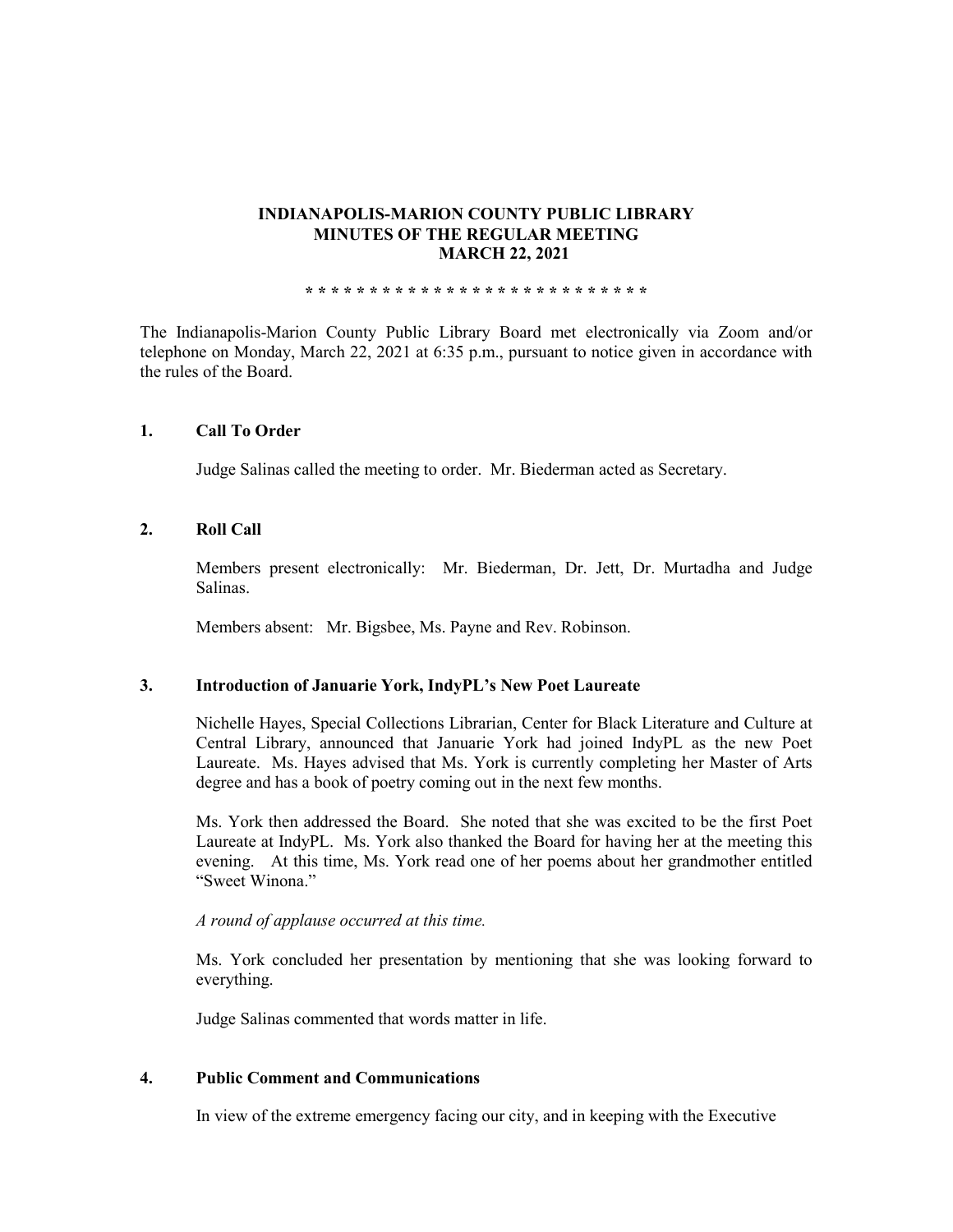# INDIANAPOLIS-MARION COUNTY PUBLIC LIBRARY
# MINUTES OF THE REGULAR MEETING
# MARCH 22, 2021

\* \* \* \* \* \* \* \* \* \* \* \* \* \* \* \* \* \* \* \* \* \* \* \* \* \* \* \*

The Indianapolis-Marion County Public Library Board met electronically via Zoom and/or telephone on Monday, March 22, 2021 at 6:35 p.m., pursuant to notice given in accordance with the rules of the Board.

## 1. Call To Order

Judge Salinas called the meeting to order. Mr. Biederman acted as Secretary.

## 2. Roll Call

Members present electronically: Mr. Biederman, Dr. Jett, Dr. Murtadha and Judge Salinas.

Members absent: Mr. Bigsbee, Ms. Payne and Rev. Robinson.

## 3. Introduction of Januarie York, IndyPL's New Poet Laureate

Nichelle Hayes, Special Collections Librarian, Center for Black Literature and Culture at Central Library, announced that Januarie York had joined IndyPL as the new Poet Laureate. Ms. Hayes advised that Ms. York is currently completing her Master of Arts degree and has a book of poetry coming out in the next few months.

Ms. York then addressed the Board. She noted that she was excited to be the first Poet Laureate at IndyPL. Ms. York also thanked the Board for having her at the meeting this evening. At this time, Ms. York read one of her poems about her grandmother entitled "Sweet Winona."

*A round of applause occurred at this time.*

Ms. York concluded her presentation by mentioning that she was looking forward to everything.

Judge Salinas commented that words matter in life.

## 4. Public Comment and Communications

In view of the extreme emergency facing our city, and in keeping with the Executive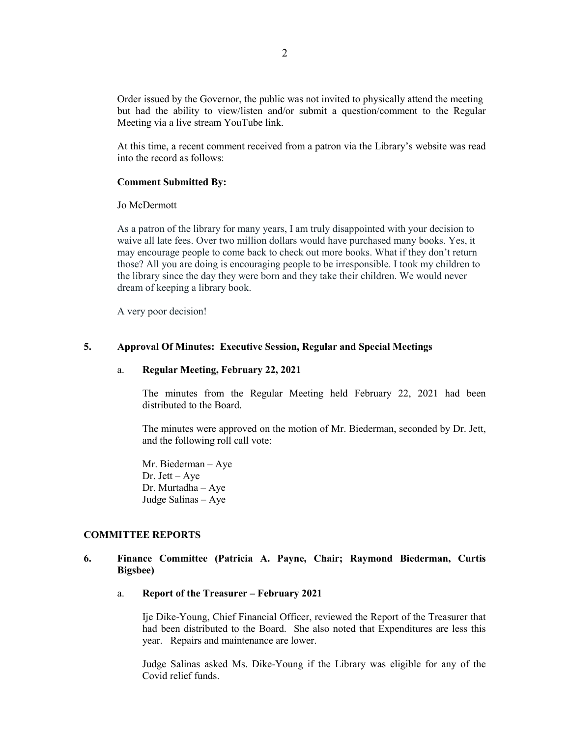Order issued by the Governor, the public was not invited to physically attend the meeting but had the ability to view/listen and/or submit a question/comment to the Regular Meeting via a live stream YouTube link.

At this time, a recent comment received from a patron via the Library's website was read into the record as follows:

**Comment Submitted By:**

Jo McDermott

As a patron of the library for many years, I am truly disappointed with your decision to waive all late fees. Over two million dollars would have purchased many books. Yes, it may encourage people to come back to check out more books. What if they don't return those? All you are doing is encouraging people to be irresponsible. I took my children to the library since the day they were born and they take their children. We would never dream of keeping a library book.

A very poor decision!

**5. Approval Of Minutes: Executive Session, Regular and Special Meetings**

a. **Regular Meeting, February 22, 2021**

The minutes from the Regular Meeting held February 22, 2021 had been distributed to the Board.

The minutes were approved on the motion of Mr. Biederman, seconded by Dr. Jett, and the following roll call vote:

Mr. Biederman – Aye
Dr. Jett – Aye
Dr. Murtadha – Aye
Judge Salinas – Aye

**COMMITTEE REPORTS**

**6. Finance Committee (Patricia A. Payne, Chair; Raymond Biederman, Curtis Bigsbee)**

a. **Report of the Treasurer – February 2021**

Ije Dike-Young, Chief Financial Officer, reviewed the Report of the Treasurer that had been distributed to the Board. She also noted that Expenditures are less this year. Repairs and maintenance are lower.

Judge Salinas asked Ms. Dike-Young if the Library was eligible for any of the Covid relief funds.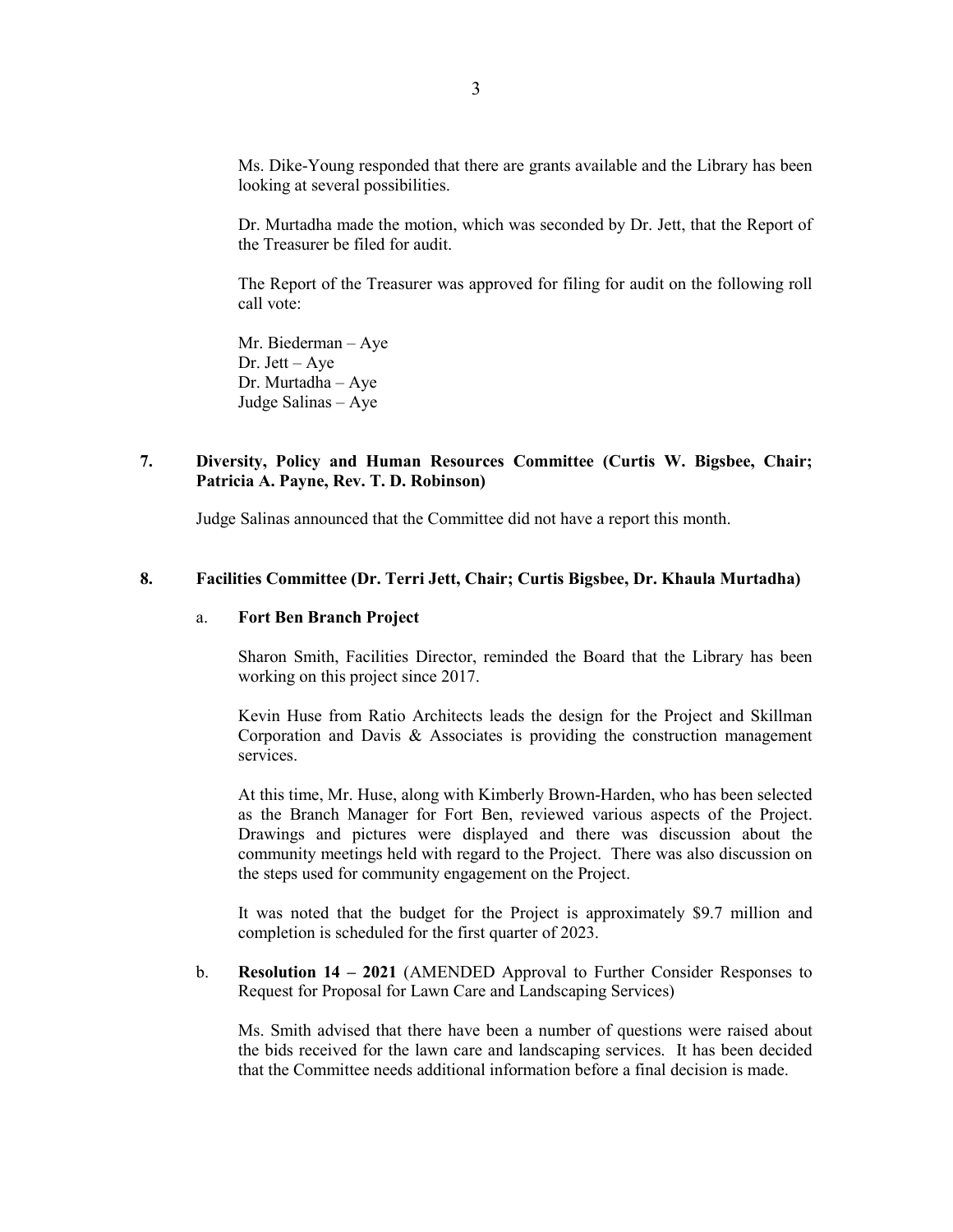Ms. Dike-Young responded that there are grants available and the Library has been looking at several possibilities.

Dr. Murtadha made the motion, which was seconded by Dr. Jett, that the Report of the Treasurer be filed for audit.

The Report of the Treasurer was approved for filing for audit on the following roll call vote:

Mr. Biederman – Aye
Dr. Jett – Aye
Dr. Murtadha – Aye
Judge Salinas – Aye

**7. Diversity, Policy and Human Resources Committee (Curtis W. Bigsbee, Chair; Patricia A. Payne, Rev. T. D. Robinson)**

Judge Salinas announced that the Committee did not have a report this month.

**8. Facilities Committee (Dr. Terri Jett, Chair; Curtis Bigsbee, Dr. Khaula Murtadha)**

a. **Fort Ben Branch Project**

Sharon Smith, Facilities Director, reminded the Board that the Library has been working on this project since 2017.

Kevin Huse from Ratio Architects leads the design for the Project and Skillman Corporation and Davis & Associates is providing the construction management services.

At this time, Mr. Huse, along with Kimberly Brown-Harden, who has been selected as the Branch Manager for Fort Ben, reviewed various aspects of the Project. Drawings and pictures were displayed and there was discussion about the community meetings held with regard to the Project. There was also discussion on the steps used for community engagement on the Project.

It was noted that the budget for the Project is approximately $9.7 million and completion is scheduled for the first quarter of 2023.

b. **Resolution 14 – 2021** (AMENDED Approval to Further Consider Responses to Request for Proposal for Lawn Care and Landscaping Services)

Ms. Smith advised that there have been a number of questions were raised about the bids received for the lawn care and landscaping services. It has been decided that the Committee needs additional information before a final decision is made.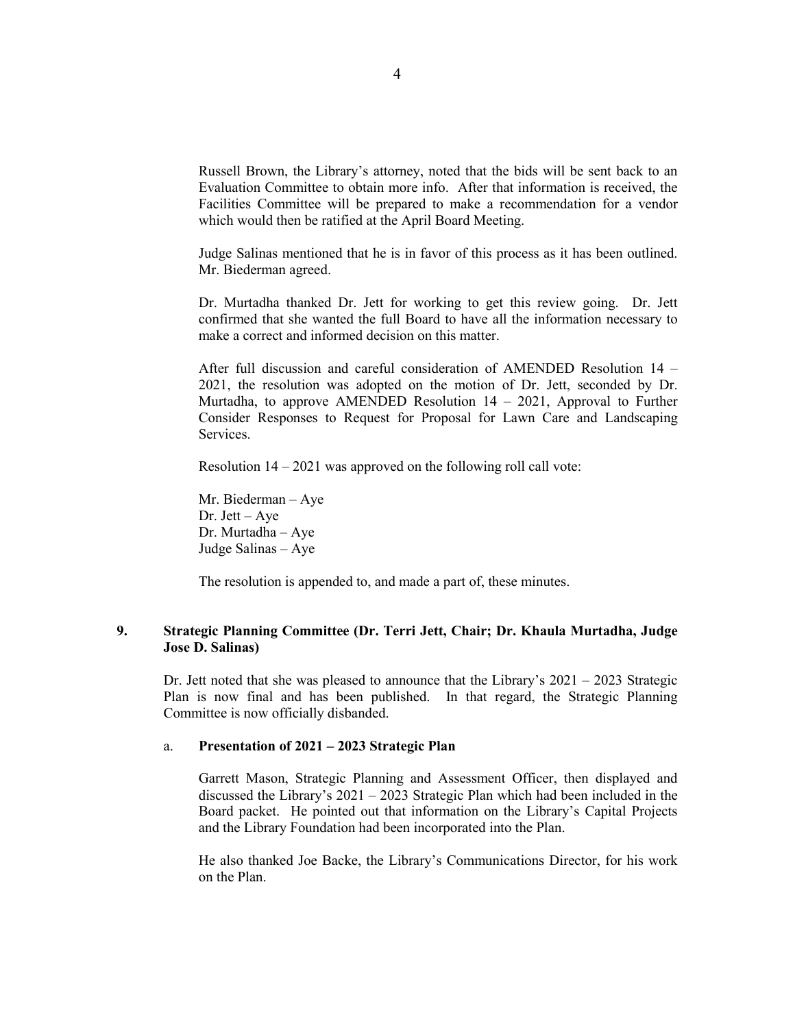Russell Brown, the Library's attorney, noted that the bids will be sent back to an Evaluation Committee to obtain more info. After that information is received, the Facilities Committee will be prepared to make a recommendation for a vendor which would then be ratified at the April Board Meeting.

Judge Salinas mentioned that he is in favor of this process as it has been outlined. Mr. Biederman agreed.

Dr. Murtadha thanked Dr. Jett for working to get this review going. Dr. Jett confirmed that she wanted the full Board to have all the information necessary to make a correct and informed decision on this matter.

After full discussion and careful consideration of AMENDED Resolution 14 – 2021, the resolution was adopted on the motion of Dr. Jett, seconded by Dr. Murtadha, to approve AMENDED Resolution 14 – 2021, Approval to Further Consider Responses to Request for Proposal for Lawn Care and Landscaping Services.

Resolution 14 – 2021 was approved on the following roll call vote:

Mr. Biederman – Aye
Dr. Jett – Aye
Dr. Murtadha – Aye
Judge Salinas – Aye

The resolution is appended to, and made a part of, these minutes.

## 9. Strategic Planning Committee (Dr. Terri Jett, Chair; Dr. Khaula Murtadha, Judge Jose D. Salinas)

Dr. Jett noted that she was pleased to announce that the Library's 2021 – 2023 Strategic Plan is now final and has been published. In that regard, the Strategic Planning Committee is now officially disbanded.

### a. Presentation of 2021 – 2023 Strategic Plan

Garrett Mason, Strategic Planning and Assessment Officer, then displayed and discussed the Library's 2021 – 2023 Strategic Plan which had been included in the Board packet. He pointed out that information on the Library's Capital Projects and the Library Foundation had been incorporated into the Plan.

He also thanked Joe Backe, the Library's Communications Director, for his work on the Plan.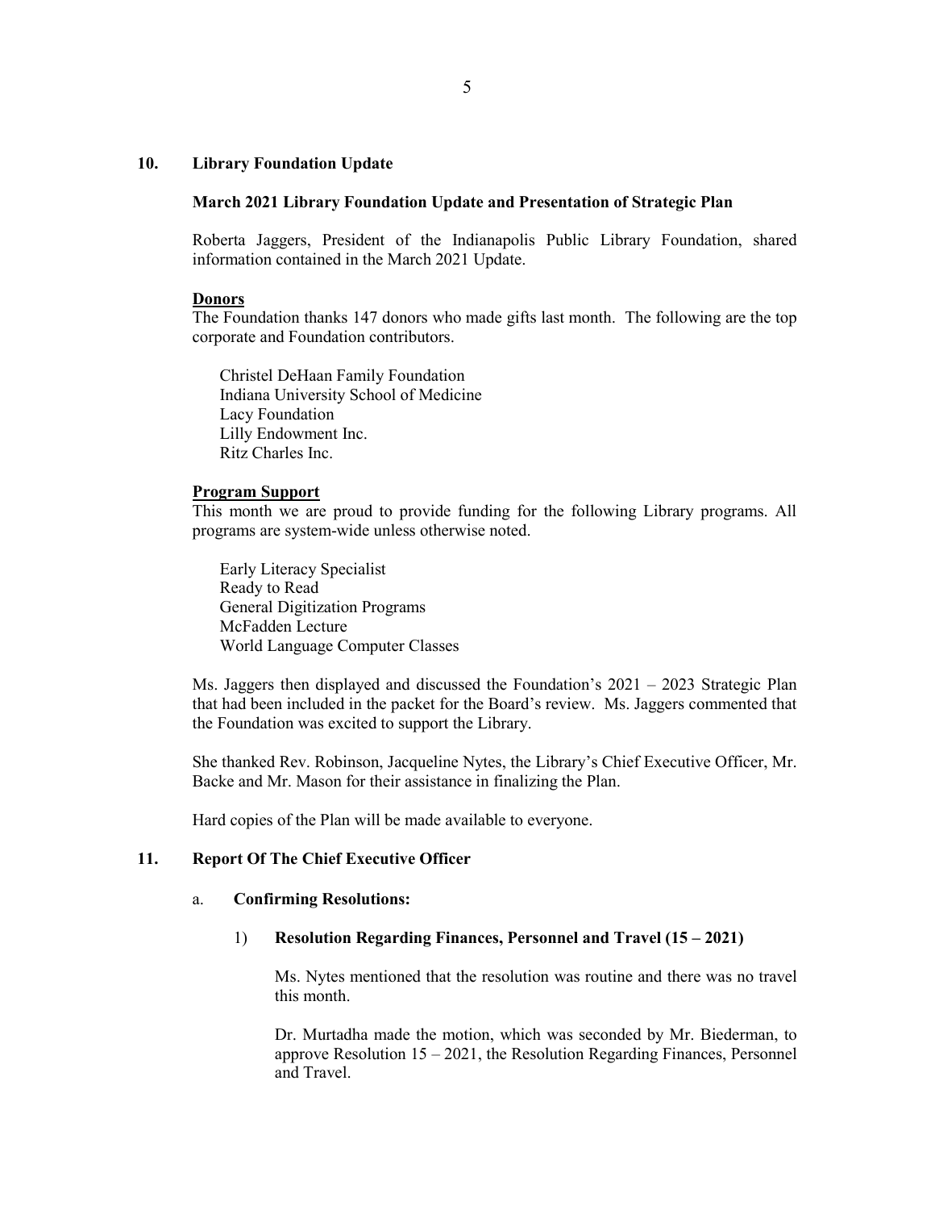## 10. Library Foundation Update

### March 2021 Library Foundation Update and Presentation of Strategic Plan

Roberta Jaggers, President of the Indianapolis Public Library Foundation, shared information contained in the March 2021 Update.

**Donors**

The Foundation thanks 147 donors who made gifts last month. The following are the top corporate and Foundation contributors.

Christel DeHaan Family Foundation
Indiana University School of Medicine
Lacy Foundation
Lilly Endowment Inc.
Ritz Charles Inc.

**Program Support**

This month we are proud to provide funding for the following Library programs. All programs are system-wide unless otherwise noted.

Early Literacy Specialist
Ready to Read
General Digitization Programs
McFadden Lecture
World Language Computer Classes

Ms. Jaggers then displayed and discussed the Foundation's 2021 – 2023 Strategic Plan that had been included in the packet for the Board's review. Ms. Jaggers commented that the Foundation was excited to support the Library.

She thanked Rev. Robinson, Jacqueline Nytes, the Library's Chief Executive Officer, Mr. Backe and Mr. Mason for their assistance in finalizing the Plan.

Hard copies of the Plan will be made available to everyone.

## 11. Report Of The Chief Executive Officer

### a. Confirming Resolutions:

#### 1) Resolution Regarding Finances, Personnel and Travel (15 – 2021)

Ms. Nytes mentioned that the resolution was routine and there was no travel this month.

Dr. Murtadha made the motion, which was seconded by Mr. Biederman, to approve Resolution 15 – 2021, the Resolution Regarding Finances, Personnel and Travel.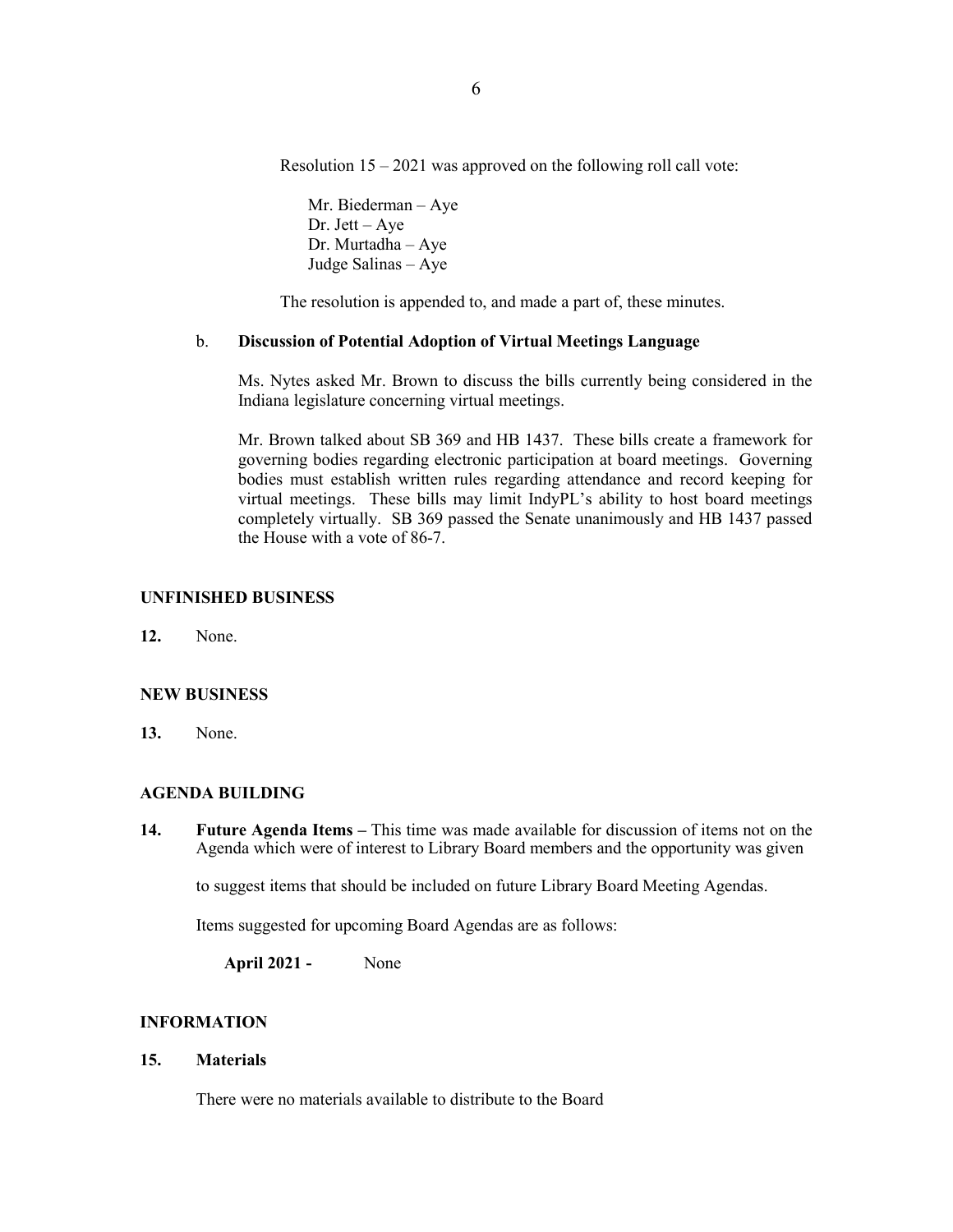Resolution 15 – 2021 was approved on the following roll call vote:

Mr. Biederman – Aye
Dr. Jett – Aye
Dr. Murtadha – Aye
Judge Salinas – Aye

The resolution is appended to, and made a part of, these minutes.

b. **Discussion of Potential Adoption of Virtual Meetings Language**

Ms. Nytes asked Mr. Brown to discuss the bills currently being considered in the Indiana legislature concerning virtual meetings.

Mr. Brown talked about SB 369 and HB 1437. These bills create a framework for governing bodies regarding electronic participation at board meetings. Governing bodies must establish written rules regarding attendance and record keeping for virtual meetings. These bills may limit IndyPL's ability to host board meetings completely virtually. SB 369 passed the Senate unanimously and HB 1437 passed the House with a vote of 86-7.

## UNFINISHED BUSINESS

**12.** None.

## NEW BUSINESS

**13.** None.

## AGENDA BUILDING

**14. Future Agenda Items –** This time was made available for discussion of items not on the Agenda which were of interest to Library Board members and the opportunity was given to suggest items that should be included on future Library Board Meeting Agendas.

Items suggested for upcoming Board Agendas are as follows:

**April 2021 -** None

## INFORMATION

**15. Materials**

There were no materials available to distribute to the Board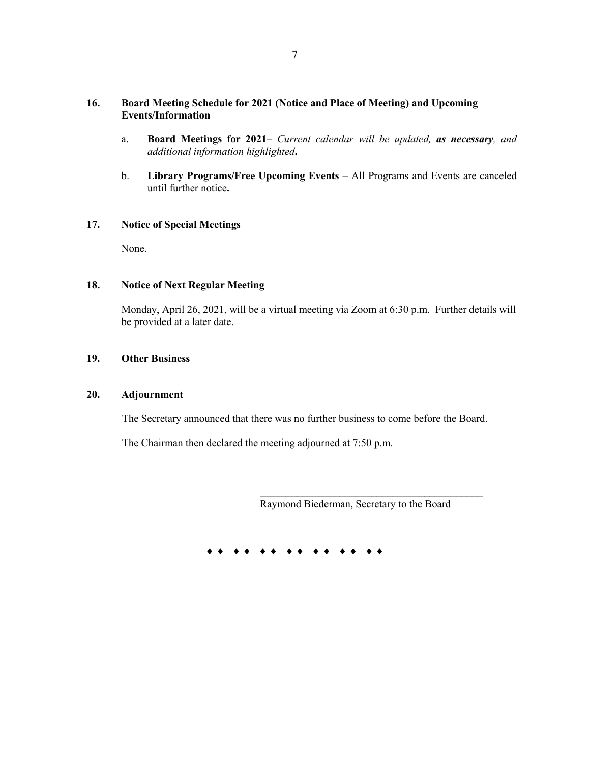**16. Board Meeting Schedule for 2021 (Notice and Place of Meeting) and Upcoming Events/Information**

a. **Board Meetings for 2021**– *Current calendar will be updated,* ***as necessary****, and additional information highlighted***.**

b. **Library Programs/Free Upcoming Events –** All Programs and Events are canceled until further notice**.**

**17. Notice of Special Meetings**

None.

**18. Notice of Next Regular Meeting**

Monday, April 26, 2021, will be a virtual meeting via Zoom at 6:30 p.m. Further details will be provided at a later date.

**19. Other Business**

**20. Adjournment**

The Secretary announced that there was no further business to come before the Board.

The Chairman then declared the meeting adjourned at 7:50 p.m.

\_\_\_\_\_\_\_\_\_\_\_\_\_\_\_\_\_\_\_\_\_\_\_\_\_\_\_\_\_\_\_\_\_\_\_\_\_\_\_\_\_\_\_\_

Raymond Biederman, Secretary to the Board

♦♦ ♦♦ ♦♦ ♦♦ ♦♦ ♦♦ ♦♦